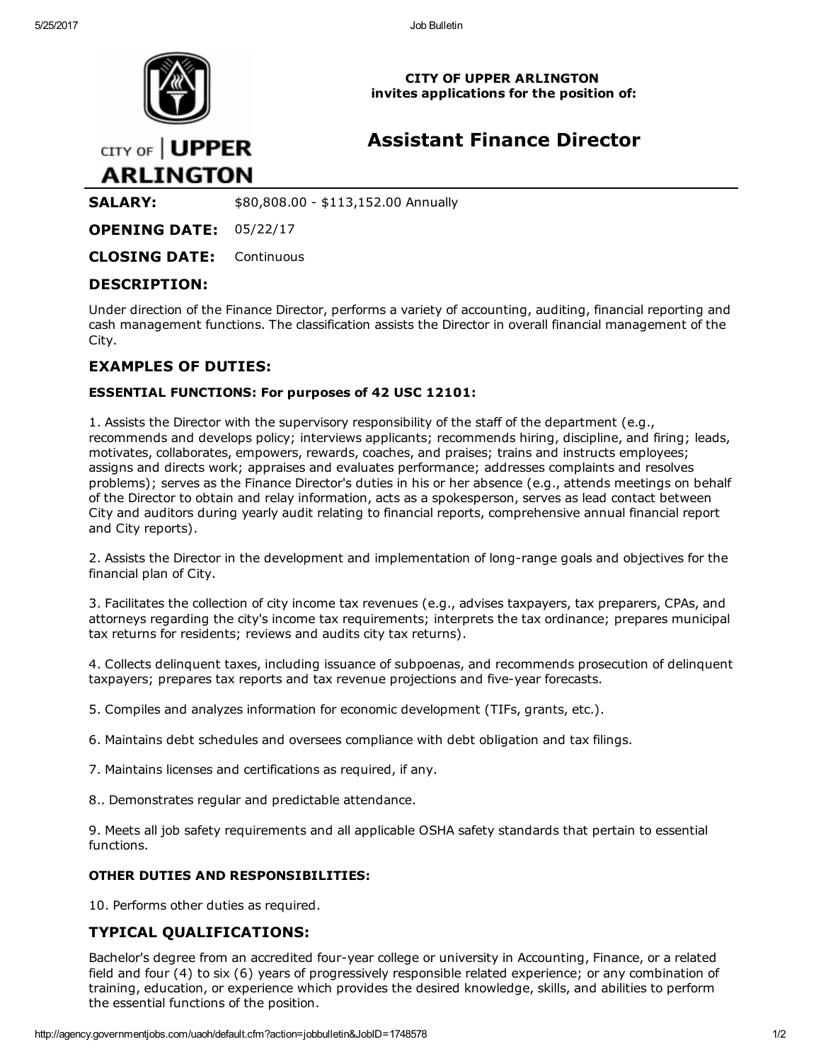**CITY OF UPPER ARLINGTON**
**invites applications for the position of:**

# Assistant Finance Director

**SALARY:** $80,808.00 - $113,152.00 Annually

**OPENING DATE:** 05/22/17

**CLOSING DATE:** Continuous

## DESCRIPTION:

Under direction of the Finance Director, performs a variety of accounting, auditing, financial reporting and cash management functions. The classification assists the Director in overall financial management of the City.

## EXAMPLES OF DUTIES:

**ESSENTIAL FUNCTIONS: For purposes of 42 USC 12101:**

1. Assists the Director with the supervisory responsibility of the staff of the department (e.g., recommends and develops policy; interviews applicants; recommends hiring, discipline, and firing; leads, motivates, collaborates, empowers, rewards, coaches, and praises; trains and instructs employees; assigns and directs work; appraises and evaluates performance; addresses complaints and resolves problems); serves as the Finance Director's duties in his or her absence (e.g., attends meetings on behalf of the Director to obtain and relay information, acts as a spokesperson, serves as lead contact between City and auditors during yearly audit relating to financial reports, comprehensive annual financial report and City reports).

2. Assists the Director in the development and implementation of long-range goals and objectives for the financial plan of City.

3. Facilitates the collection of city income tax revenues (e.g., advises taxpayers, tax preparers, CPAs, and attorneys regarding the city's income tax requirements; interprets the tax ordinance; prepares municipal tax returns for residents; reviews and audits city tax returns).

4. Collects delinquent taxes, including issuance of subpoenas, and recommends prosecution of delinquent taxpayers; prepares tax reports and tax revenue projections and five-year forecasts.

5. Compiles and analyzes information for economic development (TIFs, grants, etc.).

6. Maintains debt schedules and oversees compliance with debt obligation and tax filings.

7. Maintains licenses and certifications as required, if any.

8.. Demonstrates regular and predictable attendance.

9. Meets all job safety requirements and all applicable OSHA safety standards that pertain to essential functions.

**OTHER DUTIES AND RESPONSIBILITIES:**

10. Performs other duties as required.

## TYPICAL QUALIFICATIONS:

Bachelor's degree from an accredited four-year college or university in Accounting, Finance, or a related field and four (4) to six (6) years of progressively responsible related experience; or any combination of training, education, or experience which provides the desired knowledge, skills, and abilities to perform the essential functions of the position.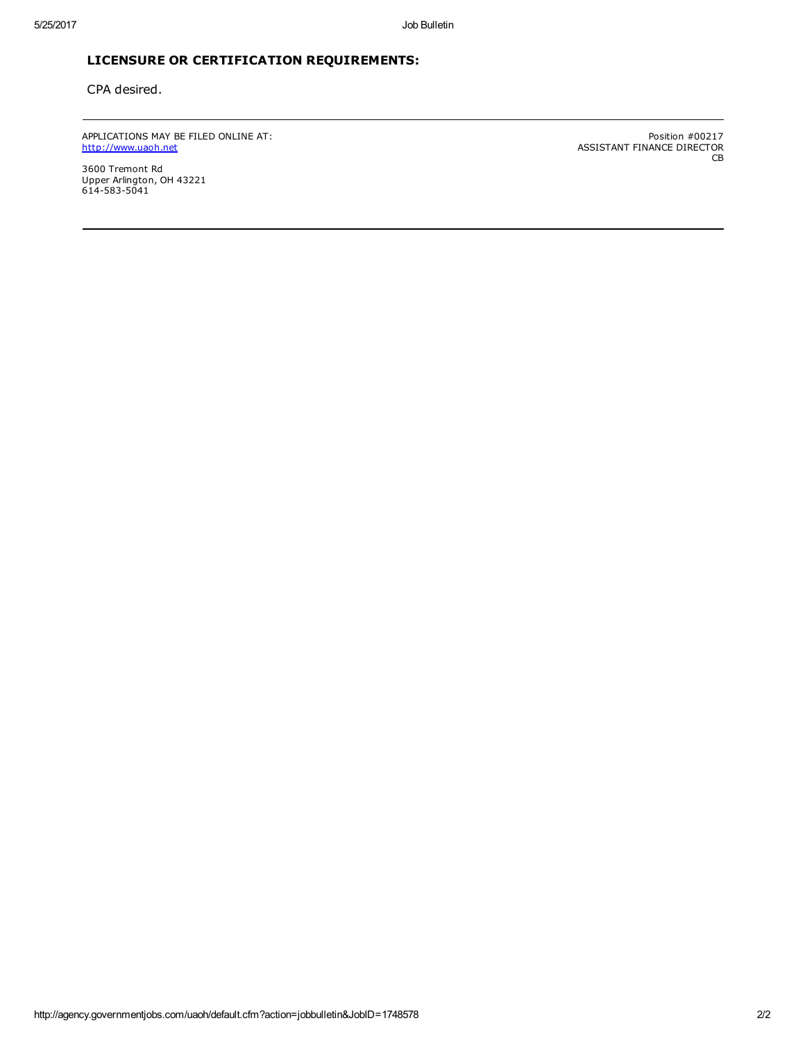## LICENSURE OR CERTIFICATION REQUIREMENTS:

CPA desired.

---

APPLICATIONS MAY BE FILED ONLINE AT:
http://www.uaoh.net

3600 Tremont Rd
Upper Arlington, OH 43221
614-583-5041

Position #00217
ASSISTANT FINANCE DIRECTOR
CB

---